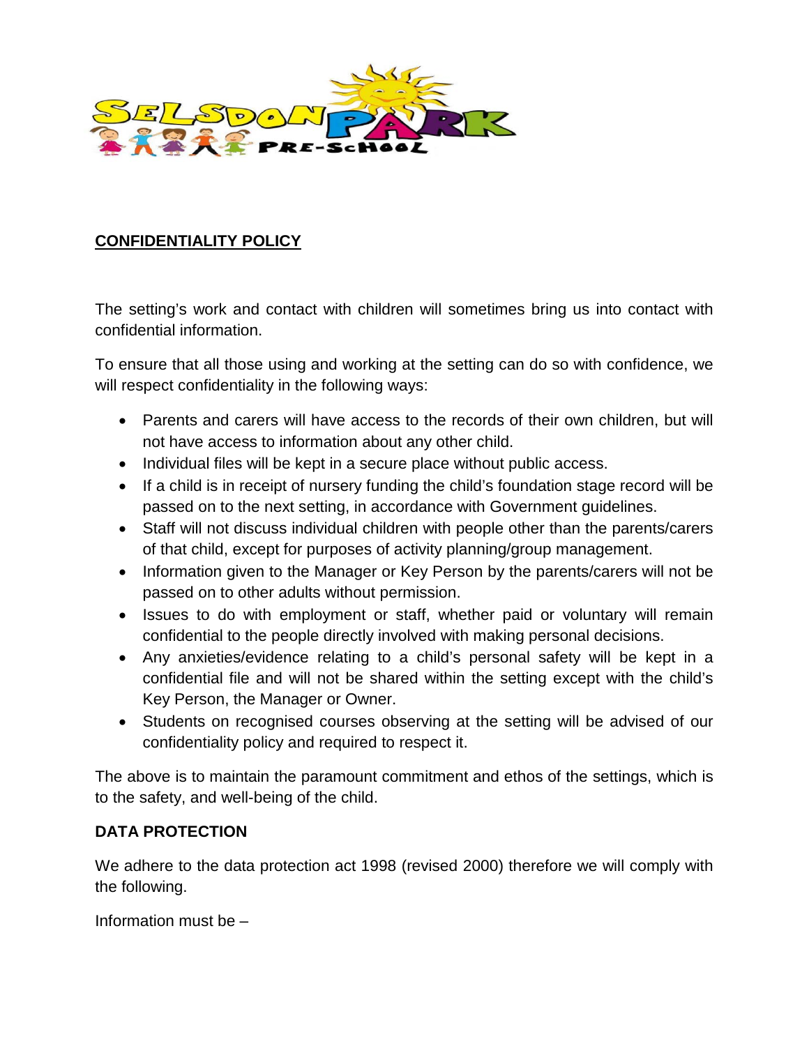# CONFIDENTIALITY POLICY

The setting's work and contact with children will sometimes bring us into contact with confidential information.

To ensure that all those using and working at the setting can do so with confidence, we will respect confidentiality in the following ways:

- Parents and carers will have access to the records of their own children, but will not have access to information about any other child.
- Individual files will be kept in a secure place without public access.
- If a child is in receipt of nursery funding the child's foundation stage record will be passed on to the next setting, in accordance with Government guidelines.
- Staff will not discuss individual children with people other than the parents/carers of that child, except for purposes of activity planning/group management.
- Information given to the Manager or Key Person by the parents/carers will not be passed on to other adults without permission.
- Issues to do with employment or staff, whether paid or voluntary will remain confidential to the people directly involved with making personal decisions.
- Any anxieties/evidence relating to a child's personal safety will be kept in a confidential file and will not be shared within the setting except with the child's Key Person, the Manager or Owner.
- Students on recognised courses observing at the setting will be advised of our confidentiality policy and required to respect it.

The above is to maintain the paramount commitment and ethos of the settings, which is to the safety, and well-being of the child.

## DATA PROTECTION

We adhere to the data protection act 1998 (revised 2000) therefore we will comply with the following.

Information must be –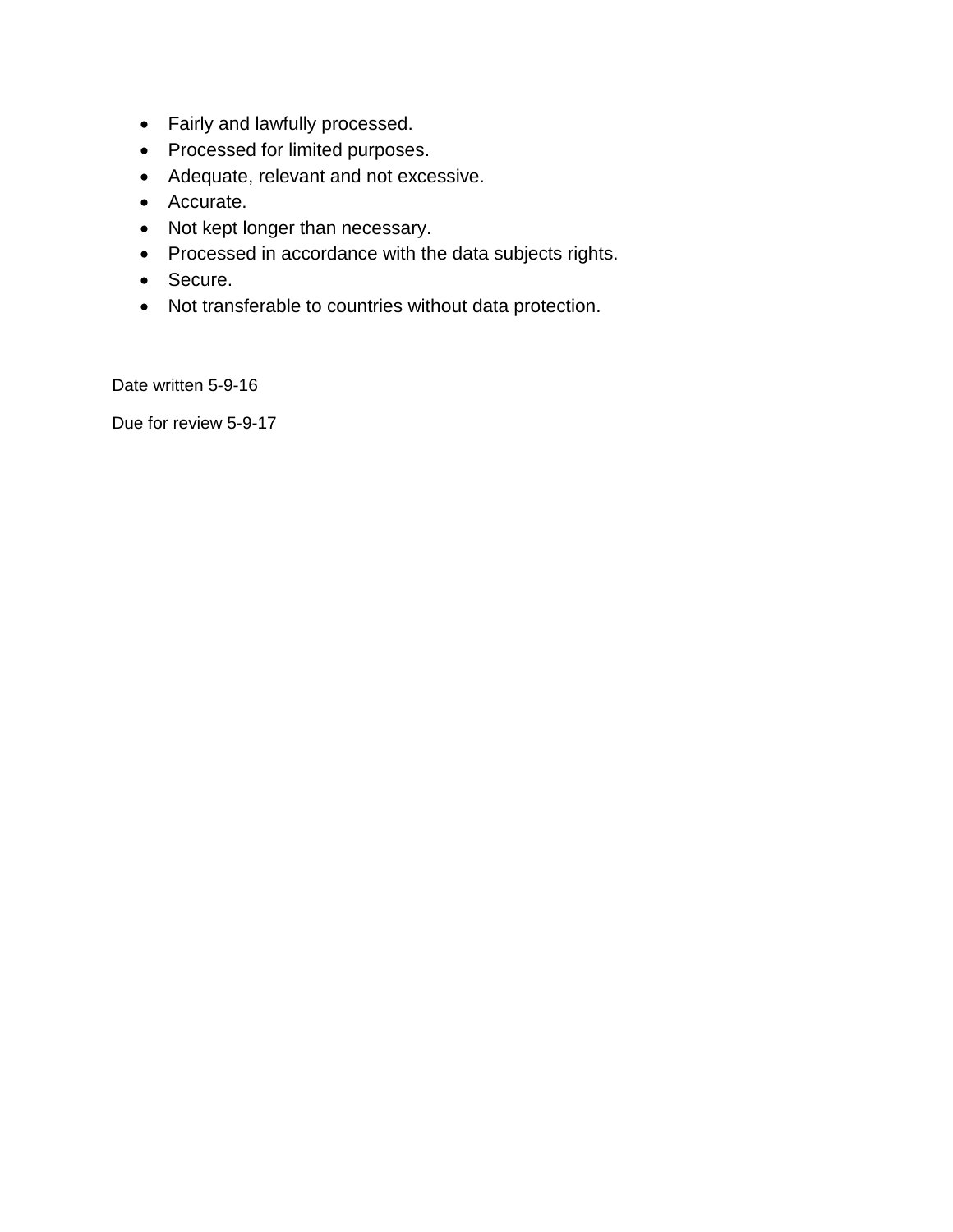- Fairly and lawfully processed.
- Processed for limited purposes.
- Adequate, relevant and not excessive.
- Accurate.
- Not kept longer than necessary.
- Processed in accordance with the data subjects rights.
- Secure.
- Not transferable to countries without data protection.

Date written 5-9-16

Due for review 5-9-17